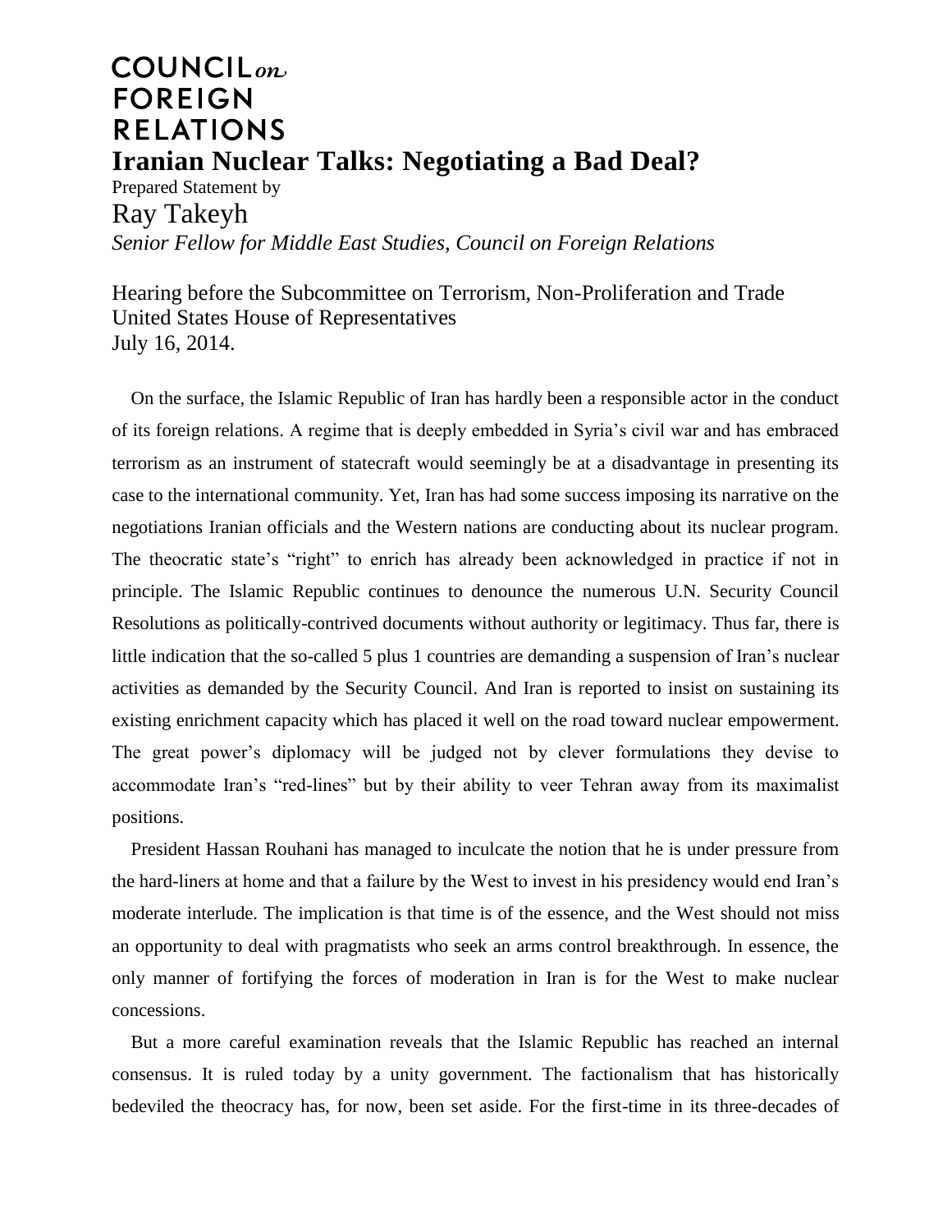COUNCIL *on* FOREIGN RELATIONS

# Iranian Nuclear Talks: Negotiating a Bad Deal?

Prepared Statement by

Ray Takeyh

*Senior Fellow for Middle East Studies, Council on Foreign Relations*

Hearing before the Subcommittee on Terrorism, Non-Proliferation and Trade
United States House of Representatives
July 16, 2014.

On the surface, the Islamic Republic of Iran has hardly been a responsible actor in the conduct of its foreign relations. A regime that is deeply embedded in Syria's civil war and has embraced terrorism as an instrument of statecraft would seemingly be at a disadvantage in presenting its case to the international community. Yet, Iran has had some success imposing its narrative on the negotiations Iranian officials and the Western nations are conducting about its nuclear program. The theocratic state's "right" to enrich has already been acknowledged in practice if not in principle. The Islamic Republic continues to denounce the numerous U.N. Security Council Resolutions as politically-contrived documents without authority or legitimacy. Thus far, there is little indication that the so-called 5 plus 1 countries are demanding a suspension of Iran's nuclear activities as demanded by the Security Council. And Iran is reported to insist on sustaining its existing enrichment capacity which has placed it well on the road toward nuclear empowerment. The great power's diplomacy will be judged not by clever formulations they devise to accommodate Iran's "red-lines" but by their ability to veer Tehran away from its maximalist positions.

President Hassan Rouhani has managed to inculcate the notion that he is under pressure from the hard-liners at home and that a failure by the West to invest in his presidency would end Iran's moderate interlude. The implication is that time is of the essence, and the West should not miss an opportunity to deal with pragmatists who seek an arms control breakthrough. In essence, the only manner of fortifying the forces of moderation in Iran is for the West to make nuclear concessions.

But a more careful examination reveals that the Islamic Republic has reached an internal consensus. It is ruled today by a unity government. The factionalism that has historically bedeviled the theocracy has, for now, been set aside. For the first-time in its three-decades of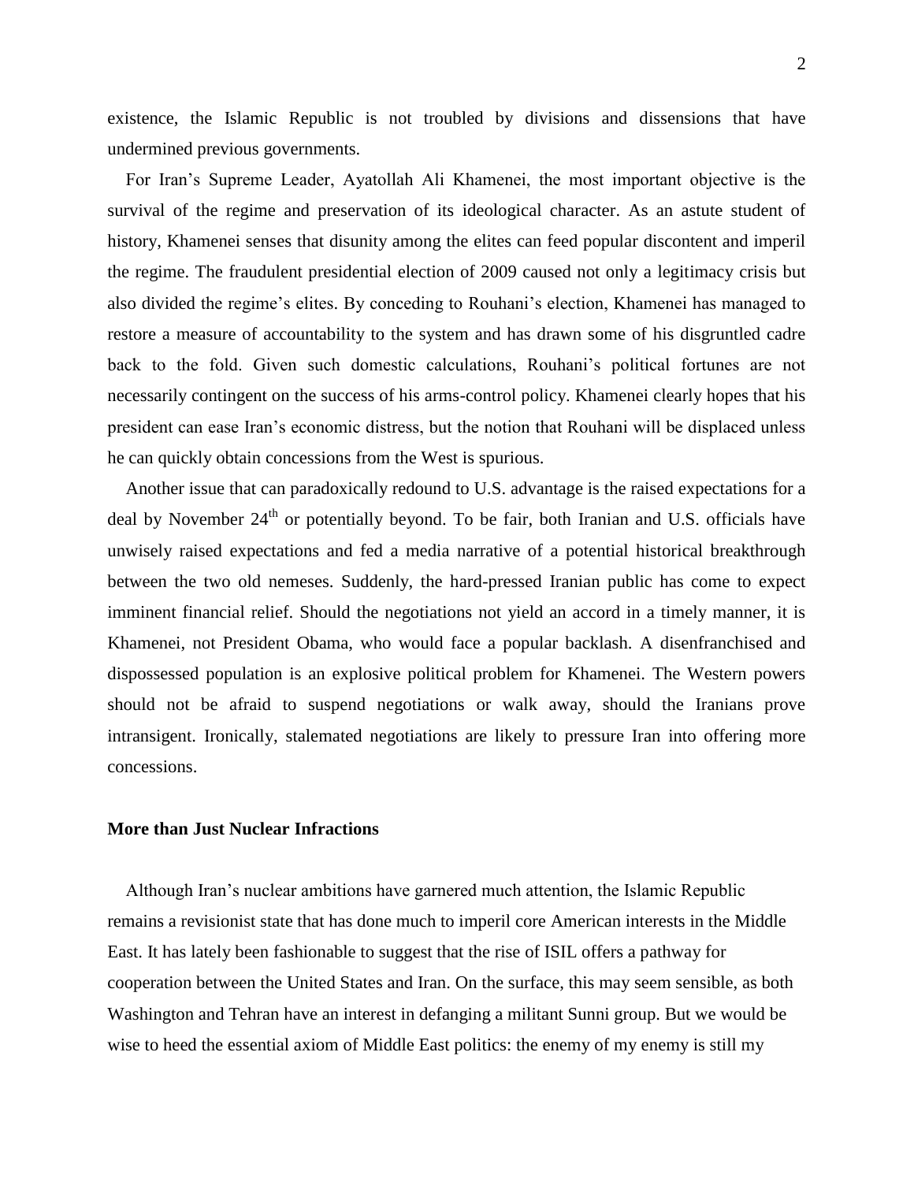existence, the Islamic Republic is not troubled by divisions and dissensions that have undermined previous governments.

For Iran's Supreme Leader, Ayatollah Ali Khamenei, the most important objective is the survival of the regime and preservation of its ideological character. As an astute student of history, Khamenei senses that disunity among the elites can feed popular discontent and imperil the regime. The fraudulent presidential election of 2009 caused not only a legitimacy crisis but also divided the regime's elites. By conceding to Rouhani's election, Khamenei has managed to restore a measure of accountability to the system and has drawn some of his disgruntled cadre back to the fold. Given such domestic calculations, Rouhani's political fortunes are not necessarily contingent on the success of his arms-control policy. Khamenei clearly hopes that his president can ease Iran's economic distress, but the notion that Rouhani will be displaced unless he can quickly obtain concessions from the West is spurious.

Another issue that can paradoxically redound to U.S. advantage is the raised expectations for a deal by November 24th or potentially beyond. To be fair, both Iranian and U.S. officials have unwisely raised expectations and fed a media narrative of a potential historical breakthrough between the two old nemeses. Suddenly, the hard-pressed Iranian public has come to expect imminent financial relief. Should the negotiations not yield an accord in a timely manner, it is Khamenei, not President Obama, who would face a popular backlash. A disenfranchised and dispossessed population is an explosive political problem for Khamenei. The Western powers should not be afraid to suspend negotiations or walk away, should the Iranians prove intransigent. Ironically, stalemated negotiations are likely to pressure Iran into offering more concessions.

## More than Just Nuclear Infractions

Although Iran's nuclear ambitions have garnered much attention, the Islamic Republic remains a revisionist state that has done much to imperil core American interests in the Middle East. It has lately been fashionable to suggest that the rise of ISIL offers a pathway for cooperation between the United States and Iran. On the surface, this may seem sensible, as both Washington and Tehran have an interest in defanging a militant Sunni group. But we would be wise to heed the essential axiom of Middle East politics: the enemy of my enemy is still my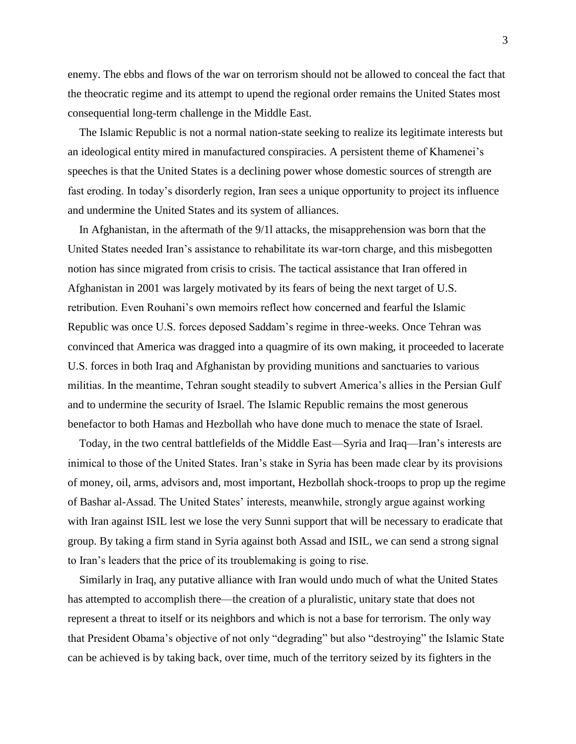enemy. The ebbs and flows of the war on terrorism should not be allowed to conceal the fact that the theocratic regime and its attempt to upend the regional order remains the United States most consequential long-term challenge in the Middle East.

The Islamic Republic is not a normal nation-state seeking to realize its legitimate interests but an ideological entity mired in manufactured conspiracies. A persistent theme of Khamenei's speeches is that the United States is a declining power whose domestic sources of strength are fast eroding. In today's disorderly region, Iran sees a unique opportunity to project its influence and undermine the United States and its system of alliances.

In Afghanistan, in the aftermath of the 9/1l attacks, the misapprehension was born that the United States needed Iran's assistance to rehabilitate its war-torn charge, and this misbegotten notion has since migrated from crisis to crisis. The tactical assistance that Iran offered in Afghanistan in 2001 was largely motivated by its fears of being the next target of U.S. retribution. Even Rouhani's own memoirs reflect how concerned and fearful the Islamic Republic was once U.S. forces deposed Saddam's regime in three-weeks. Once Tehran was convinced that America was dragged into a quagmire of its own making, it proceeded to lacerate U.S. forces in both Iraq and Afghanistan by providing munitions and sanctuaries to various militias. In the meantime, Tehran sought steadily to subvert America's allies in the Persian Gulf and to undermine the security of Israel. The Islamic Republic remains the most generous benefactor to both Hamas and Hezbollah who have done much to menace the state of Israel.

Today, in the two central battlefields of the Middle East—Syria and Iraq—Iran's interests are inimical to those of the United States. Iran's stake in Syria has been made clear by its provisions of money, oil, arms, advisors and, most important, Hezbollah shock-troops to prop up the regime of Bashar al-Assad. The United States' interests, meanwhile, strongly argue against working with Iran against ISIL lest we lose the very Sunni support that will be necessary to eradicate that group. By taking a firm stand in Syria against both Assad and ISIL, we can send a strong signal to Iran's leaders that the price of its troublemaking is going to rise.

Similarly in Iraq, any putative alliance with Iran would undo much of what the United States has attempted to accomplish there—the creation of a pluralistic, unitary state that does not represent a threat to itself or its neighbors and which is not a base for terrorism. The only way that President Obama's objective of not only "degrading" but also "destroying" the Islamic State can be achieved is by taking back, over time, much of the territory seized by its fighters in the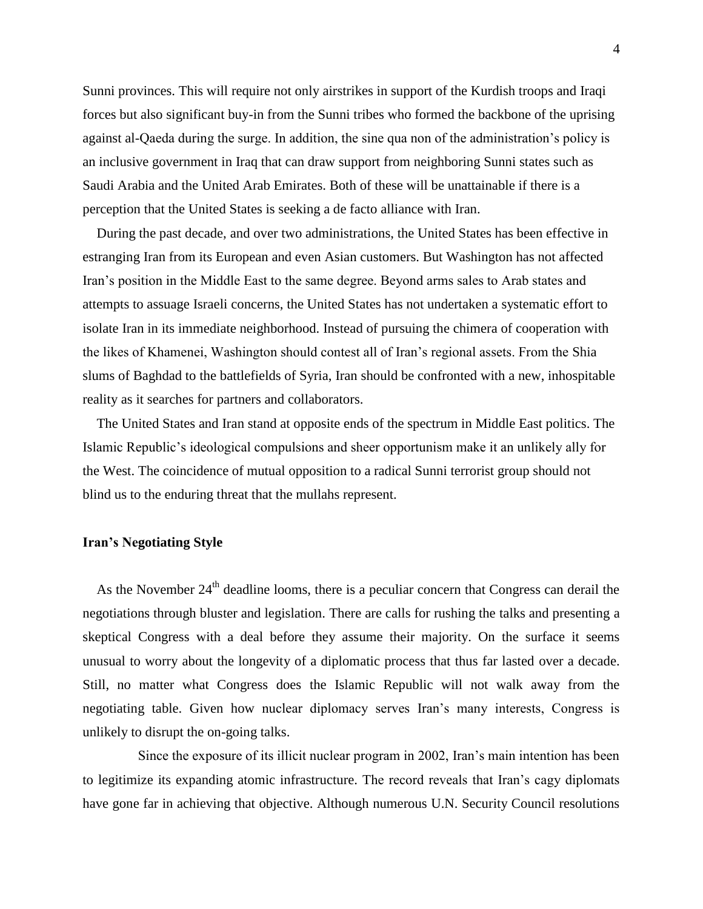Sunni provinces. This will require not only airstrikes in support of the Kurdish troops and Iraqi forces but also significant buy-in from the Sunni tribes who formed the backbone of the uprising against al-Qaeda during the surge. In addition, the sine qua non of the administration's policy is an inclusive government in Iraq that can draw support from neighboring Sunni states such as Saudi Arabia and the United Arab Emirates. Both of these will be unattainable if there is a perception that the United States is seeking a de facto alliance with Iran.

During the past decade, and over two administrations, the United States has been effective in estranging Iran from its European and even Asian customers. But Washington has not affected Iran's position in the Middle East to the same degree. Beyond arms sales to Arab states and attempts to assuage Israeli concerns, the United States has not undertaken a systematic effort to isolate Iran in its immediate neighborhood. Instead of pursuing the chimera of cooperation with the likes of Khamenei, Washington should contest all of Iran's regional assets. From the Shia slums of Baghdad to the battlefields of Syria, Iran should be confronted with a new, inhospitable reality as it searches for partners and collaborators.

The United States and Iran stand at opposite ends of the spectrum in Middle East politics. The Islamic Republic's ideological compulsions and sheer opportunism make it an unlikely ally for the West. The coincidence of mutual opposition to a radical Sunni terrorist group should not blind us to the enduring threat that the mullahs represent.

**Iran's Negotiating Style**

As the November 24th deadline looms, there is a peculiar concern that Congress can derail the negotiations through bluster and legislation. There are calls for rushing the talks and presenting a skeptical Congress with a deal before they assume their majority. On the surface it seems unusual to worry about the longevity of a diplomatic process that thus far lasted over a decade. Still, no matter what Congress does the Islamic Republic will not walk away from the negotiating table. Given how nuclear diplomacy serves Iran's many interests, Congress is unlikely to disrupt the on-going talks.

Since the exposure of its illicit nuclear program in 2002, Iran's main intention has been to legitimize its expanding atomic infrastructure. The record reveals that Iran's cagy diplomats have gone far in achieving that objective. Although numerous U.N. Security Council resolutions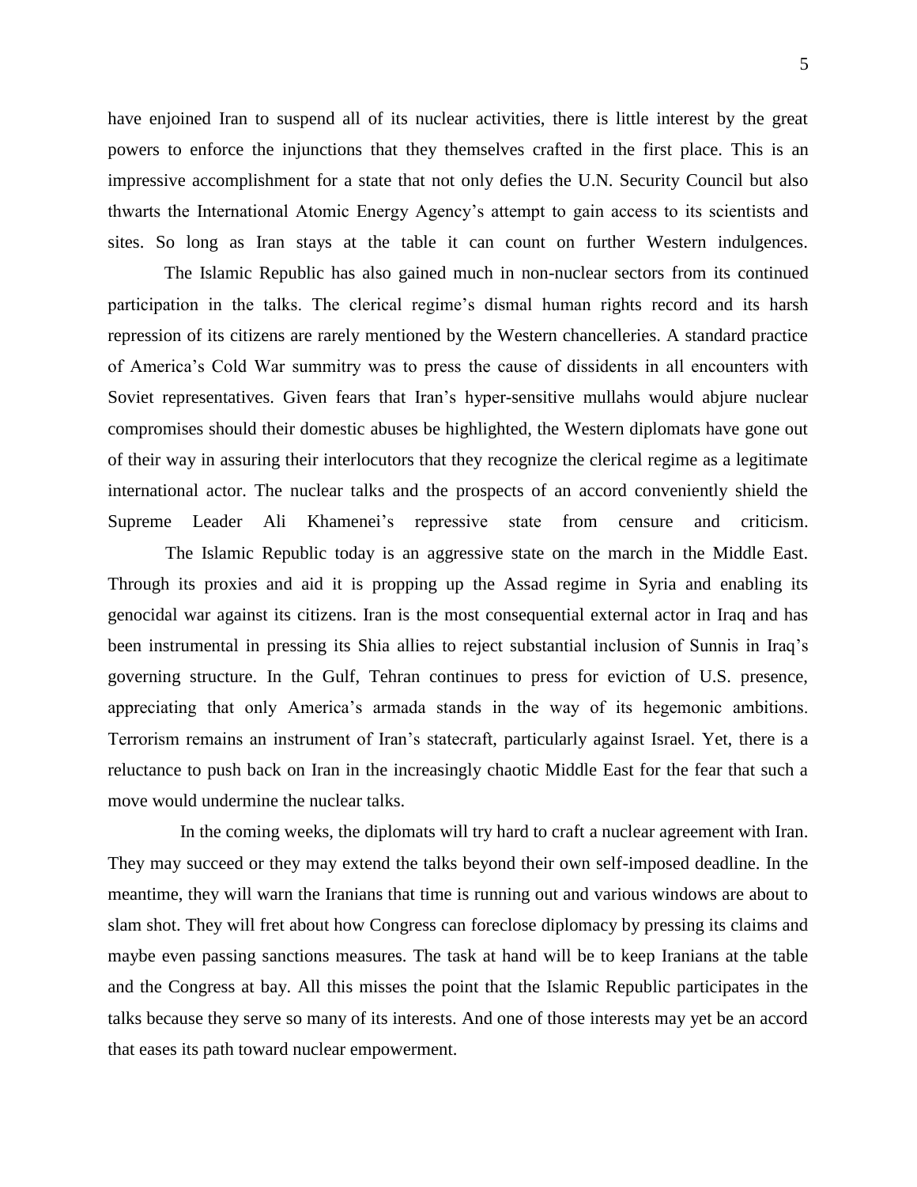have enjoined Iran to suspend all of its nuclear activities, there is little interest by the great powers to enforce the injunctions that they themselves crafted in the first place. This is an impressive accomplishment for a state that not only defies the U.N. Security Council but also thwarts the International Atomic Energy Agency's attempt to gain access to its scientists and sites. So long as Iran stays at the table it can count on further Western indulgences.

The Islamic Republic has also gained much in non-nuclear sectors from its continued participation in the talks. The clerical regime's dismal human rights record and its harsh repression of its citizens are rarely mentioned by the Western chancelleries. A standard practice of America's Cold War summitry was to press the cause of dissidents in all encounters with Soviet representatives. Given fears that Iran's hyper-sensitive mullahs would abjure nuclear compromises should their domestic abuses be highlighted, the Western diplomats have gone out of their way in assuring their interlocutors that they recognize the clerical regime as a legitimate international actor. The nuclear talks and the prospects of an accord conveniently shield the Supreme Leader Ali Khamenei's repressive state from censure and criticism.

The Islamic Republic today is an aggressive state on the march in the Middle East. Through its proxies and aid it is propping up the Assad regime in Syria and enabling its genocidal war against its citizens. Iran is the most consequential external actor in Iraq and has been instrumental in pressing its Shia allies to reject substantial inclusion of Sunnis in Iraq's governing structure. In the Gulf, Tehran continues to press for eviction of U.S. presence, appreciating that only America's armada stands in the way of its hegemonic ambitions. Terrorism remains an instrument of Iran's statecraft, particularly against Israel. Yet, there is a reluctance to push back on Iran in the increasingly chaotic Middle East for the fear that such a move would undermine the nuclear talks.

In the coming weeks, the diplomats will try hard to craft a nuclear agreement with Iran. They may succeed or they may extend the talks beyond their own self-imposed deadline. In the meantime, they will warn the Iranians that time is running out and various windows are about to slam shot. They will fret about how Congress can foreclose diplomacy by pressing its claims and maybe even passing sanctions measures. The task at hand will be to keep Iranians at the table and the Congress at bay. All this misses the point that the Islamic Republic participates in the talks because they serve so many of its interests. And one of those interests may yet be an accord that eases its path toward nuclear empowerment.